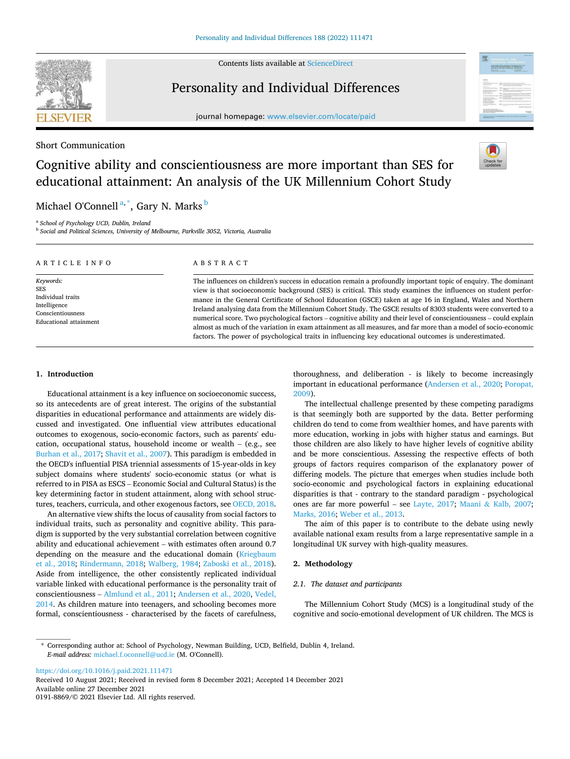Short Communication

# Cognitive ability and conscientiousness are more important than SES for educational attainment: An analysis of the UK Millennium Cohort Study

Michael O'Connell [a,*], Gary N. Marks [b]

[a] School of Psychology UCD, Dublin, Ireland
[b] Social and Political Sciences, University of Melbourne, Parkville 3052, Victoria, Australia

**ARTICLE INFO**

*Keywords:*
SES
Individual traits
Intelligence
Conscientiousness
Educational attainment

**ABSTRACT**

The influences on children's success in education remain a profoundly important topic of enquiry. The dominant view is that socioeconomic background (SES) is critical. This study examines the influences on student performance in the General Certificate of School Education (GSCE) taken at age 16 in England, Wales and Northern Ireland analysing data from the Millennium Cohort Study. The GSCE results of 8303 students were converted to a numerical score. Two psychological factors – cognitive ability and their level of conscientiousness – could explain almost as much of the variation in exam attainment as all measures, and far more than a model of socio-economic factors. The power of psychological traits in influencing key educational outcomes is underestimated.

## 1. Introduction

Educational attainment is a key influence on socioeconomic success, so its antecedents are of great interest. The origins of the substantial disparities in educational performance and attainments are widely discussed and investigated. One influential view attributes educational outcomes to exogenous, socio-economic factors, such as parents' education, occupational status, household income or wealth – (e.g., see Burhan et al., 2017; Shavit et al., 2007). This paradigm is embedded in the OECD's influential PISA triennial assessments of 15-year-olds in key subject domains where students' socio-economic status (or what is referred to in PISA as ESCS – Economic Social and Cultural Status) is the key determining factor in student attainment, along with school structures, teachers, curricula, and other exogenous factors, see OECD, 2018.

An alternative view shifts the locus of causality from social factors to individual traits, such as personality and cognitive ability. This paradigm is supported by the very substantial correlation between cognitive ability and educational achievement – with estimates often around 0.7 depending on the measure and the educational domain (Kriegbaum et al., 2018; Rindermann, 2018; Walberg, 1984; Zaboski et al., 2018). Aside from intelligence, the other consistently replicated individual variable linked with educational performance is the personality trait of conscientiousness – Almlund et al., 2011; Andersen et al., 2020, Vedel, 2014. As children mature into teenagers, and schooling becomes more formal, conscientiousness - characterised by the facets of carefulness, thoroughness, and deliberation - is likely to become increasingly important in educational performance (Andersen et al., 2020; Poropat, 2009).

The intellectual challenge presented by these competing paradigms is that seemingly both are supported by the data. Better performing children do tend to come from wealthier homes, and have parents with more education, working in jobs with higher status and earnings. But those children are also likely to have higher levels of cognitive ability and be more conscientious. Assessing the respective effects of both groups of factors requires comparison of the explanatory power of differing models. The picture that emerges when studies include both socio-economic and psychological factors in explaining educational disparities is that - contrary to the standard paradigm - psychological ones are far more powerful – see Layte, 2017; Maani & Kalb, 2007; Marks, 2016; Weber et al., 2013.

The aim of this paper is to contribute to the debate using newly available national exam results from a large representative sample in a longitudinal UK survey with high-quality measures.

## 2. Methodology

### 2.1. The dataset and participants

The Millennium Cohort Study (MCS) is a longitudinal study of the cognitive and socio-emotional development of UK children. The MCS is

---

* Corresponding author at: School of Psychology, Newman Building, UCD, Belfield, Dublin 4, Ireland.
*E-mail address:* michael.f.oconnell@ucd.ie (M. O'Connell).

https://doi.org/10.1016/j.paid.2021.111471
Received 10 August 2021; Received in revised form 8 December 2021; Accepted 14 December 2021
Available online 27 December 2021
0191-8869/© 2021 Elsevier Ltd. All rights reserved.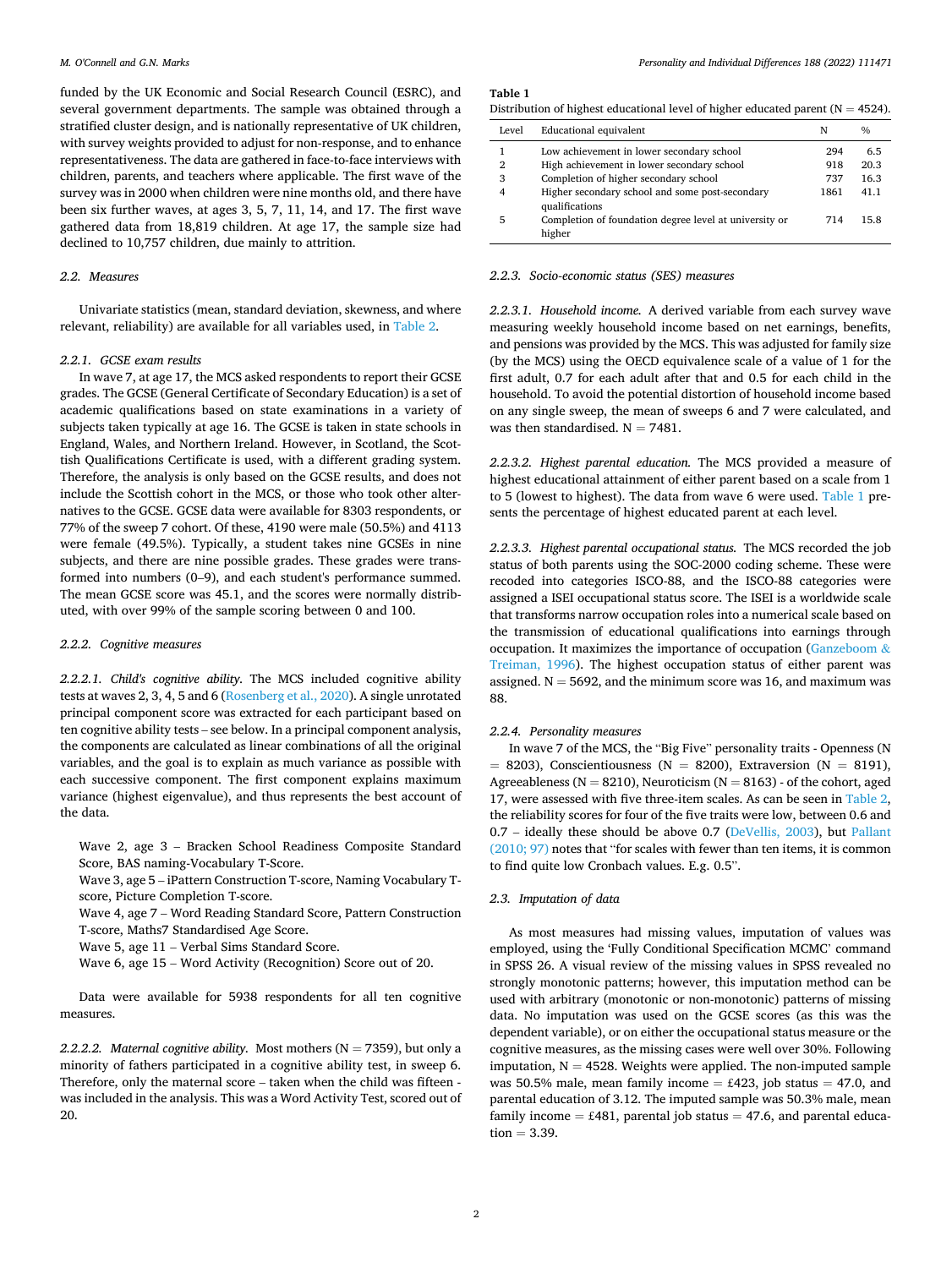funded by the UK Economic and Social Research Council (ESRC), and several government departments. The sample was obtained through a stratified cluster design, and is nationally representative of UK children, with survey weights provided to adjust for non-response, and to enhance representativeness. The data are gathered in face-to-face interviews with children, parents, and teachers where applicable. The first wave of the survey was in 2000 when children were nine months old, and there have been six further waves, at ages 3, 5, 7, 11, 14, and 17. The first wave gathered data from 18,819 children. At age 17, the sample size had declined to 10,757 children, due mainly to attrition.

### 2.2. Measures

Univariate statistics (mean, standard deviation, skewness, and where relevant, reliability) are available for all variables used, in Table 2.

#### 2.2.1. GCSE exam results

In wave 7, at age 17, the MCS asked respondents to report their GCSE grades. The GCSE (General Certificate of Secondary Education) is a set of academic qualifications based on state examinations in a variety of subjects taken typically at age 16. The GCSE is taken in state schools in England, Wales, and Northern Ireland. However, in Scotland, the Scottish Qualifications Certificate is used, with a different grading system. Therefore, the analysis is only based on the GCSE results, and does not include the Scottish cohort in the MCS, or those who took other alternatives to the GCSE. GCSE data were available for 8303 respondents, or 77% of the sweep 7 cohort. Of these, 4190 were male (50.5%) and 4113 were female (49.5%). Typically, a student takes nine GCSEs in nine subjects, and there are nine possible grades. These grades were transformed into numbers (0–9), and each student's performance summed. The mean GCSE score was 45.1, and the scores were normally distributed, with over 99% of the sample scoring between 0 and 100.

#### 2.2.2. Cognitive measures

*2.2.2.1. Child's cognitive ability.* The MCS included cognitive ability tests at waves 2, 3, 4, 5 and 6 (Rosenberg et al., 2020). A single unrotated principal component score was extracted for each participant based on ten cognitive ability tests – see below. In a principal component analysis, the components are calculated as linear combinations of all the original variables, and the goal is to explain as much variance as possible with each successive component. The first component explains maximum variance (highest eigenvalue), and thus represents the best account of the data.

> Wave 2, age 3 – Bracken School Readiness Composite Standard Score, BAS naming-Vocabulary T-Score.
> Wave 3, age 5 – iPattern Construction T-score, Naming Vocabulary T-score, Picture Completion T-score.
> Wave 4, age 7 – Word Reading Standard Score, Pattern Construction T-score, Maths7 Standardised Age Score.
> Wave 5, age 11 – Verbal Sims Standard Score.
> Wave 6, age 15 – Word Activity (Recognition) Score out of 20.

Data were available for 5938 respondents for all ten cognitive measures.

*2.2.2.2. Maternal cognitive ability.* Most mothers (N = 7359), but only a minority of fathers participated in a cognitive ability test, in sweep 6. Therefore, only the maternal score – taken when the child was fifteen - was included in the analysis. This was a Word Activity Test, scored out of 20.

**Table 1**
Distribution of highest educational level of higher educated parent (N = 4524).

| Level | Educational equivalent | N | % |
|---|---|---|---|
| 1 | Low achievement in lower secondary school | 294 | 6.5 |
| 2 | High achievement in lower secondary school | 918 | 20.3 |
| 3 | Completion of higher secondary school | 737 | 16.3 |
| 4 | Higher secondary school and some post-secondary qualifications | 1861 | 41.1 |
| 5 | Completion of foundation degree level at university or higher | 714 | 15.8 |

#### 2.2.3. Socio-economic status (SES) measures

*2.2.3.1. Household income.* A derived variable from each survey wave measuring weekly household income based on net earnings, benefits, and pensions was provided by the MCS. This was adjusted for family size (by the MCS) using the OECD equivalence scale of a value of 1 for the first adult, 0.7 for each adult after that and 0.5 for each child in the household. To avoid the potential distortion of household income based on any single sweep, the mean of sweeps 6 and 7 were calculated, and was then standardised. N = 7481.

*2.2.3.2. Highest parental education.* The MCS provided a measure of highest educational attainment of either parent based on a scale from 1 to 5 (lowest to highest). The data from wave 6 were used. Table 1 presents the percentage of highest educated parent at each level.

*2.2.3.3. Highest parental occupational status.* The MCS recorded the job status of both parents using the SOC-2000 coding scheme. These were recoded into categories ISCO-88, and the ISCO-88 categories were assigned a ISEI occupational status score. The ISEI is a worldwide scale that transforms narrow occupation roles into a numerical scale based on the transmission of educational qualifications into earnings through occupation. It maximizes the importance of occupation (Ganzeboom & Treiman, 1996). The highest occupation status of either parent was assigned. N = 5692, and the minimum score was 16, and maximum was 88.

#### 2.2.4. Personality measures

In wave 7 of the MCS, the "Big Five" personality traits - Openness (N = 8203), Conscientiousness (N = 8200), Extraversion (N = 8191), Agreeableness (N = 8210), Neuroticism (N = 8163) - of the cohort, aged 17, were assessed with five three-item scales. As can be seen in Table 2, the reliability scores for four of the five traits were low, between 0.6 and 0.7 – ideally these should be above 0.7 (DeVellis, 2003), but Pallant (2010; 97) notes that "for scales with fewer than ten items, it is common to find quite low Cronbach values. E.g. 0.5".

### 2.3. Imputation of data

As most measures had missing values, imputation of values was employed, using the 'Fully Conditional Specification MCMC' command in SPSS 26. A visual review of the missing values in SPSS revealed no strongly monotonic patterns; however, this imputation method can be used with arbitrary (monotonic or non-monotonic) patterns of missing data. No imputation was used on the GCSE scores (as this was the dependent variable), or on either the occupational status measure or the cognitive measures, as the missing cases were well over 30%. Following imputation, N = 4528. Weights were applied. The non-imputed sample was 50.5% male, mean family income = £423, job status = 47.0, and parental education of 3.12. The imputed sample was 50.3% male, mean family income = £481, parental job status = 47.6, and parental education = 3.39.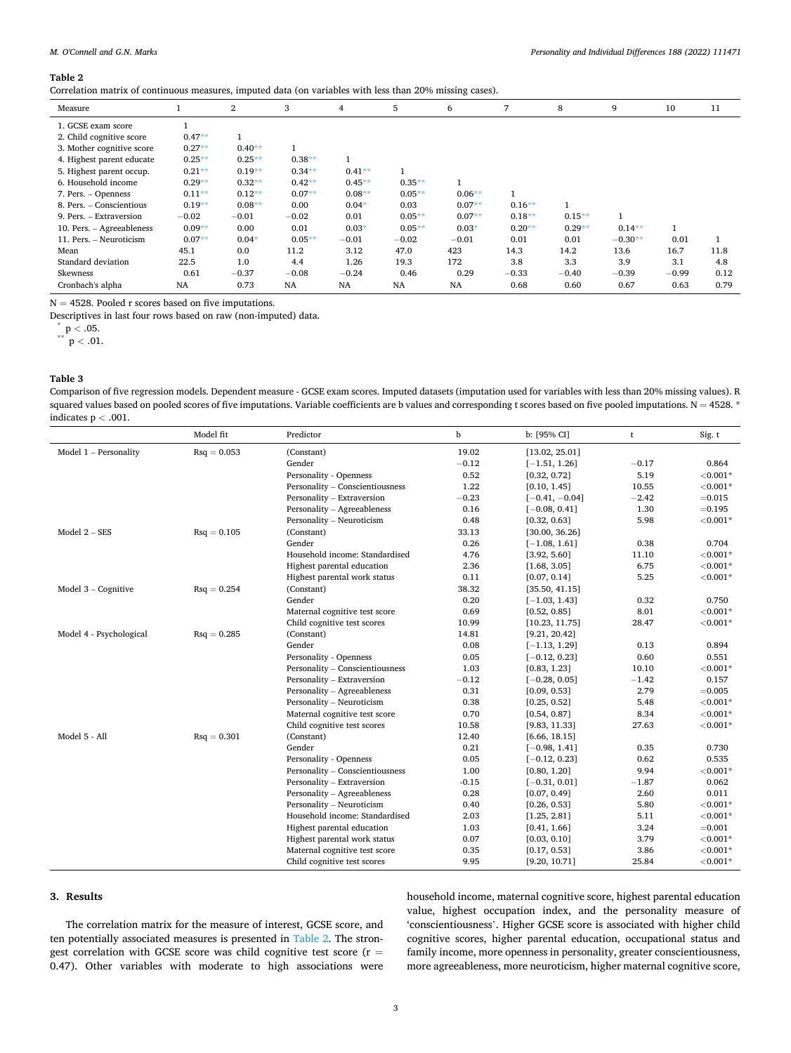**Table 2**

Correlation matrix of continuous measures, imputed data (on variables with less than 20% missing cases).

| Measure | 1 | 2 | 3 | 4 | 5 | 6 | 7 | 8 | 9 | 10 | 11 |
|---|---|---|---|---|---|---|---|---|---|---|---|
| 1. GCSE exam score | 1 | | | | | | | | | | |
| 2. Child cognitive score | 0.47** | 1 | | | | | | | | | |
| 3. Mother cognitive score | 0.27** | 0.40** | 1 | | | | | | | | |
| 4. Highest parent educate | 0.25** | 0.25** | 0.38** | 1 | | | | | | | |
| 5. Highest parent occup. | 0.21** | 0.19** | 0.34** | 0.41** | 1 | | | | | | |
| 6. Household income | 0.29** | 0.32** | 0.42** | 0.45** | 0.35** | 1 | | | | | |
| 7. Pers. – Openness | 0.11** | 0.12** | 0.07** | 0.08** | 0.05** | 0.06** | 1 | | | | |
| 8. Pers. – Conscientious | 0.19** | 0.08** | 0.00 | 0.04* | 0.03 | 0.07** | 0.16** | 1 | | | |
| 9. Pers. – Extraversion | −0.02 | −0.01 | −0.02 | 0.01 | 0.05** | 0.07** | 0.18** | 0.15** | 1 | | |
| 10. Pers. – Agreeableness | 0.09** | 0.00 | 0.01 | 0.03* | 0.05** | 0.03* | 0.20** | 0.29** | 0.14** | 1 | |
| 11. Pers. – Neuroticism | 0.07** | 0.04* | 0.05** | −0.01 | −0.02 | −0.01 | 0.01 | 0.01 | −0.30** | 0.01 | 1 |
| Mean | 45.1 | 0.0 | 11.2 | 3.12 | 47.0 | 423 | 14.3 | 14.2 | 13.6 | 16.7 | 11.8 |
| Standard deviation | 22.5 | 1.0 | 4.4 | 1.26 | 19.3 | 172 | 3.8 | 3.3 | 3.9 | 3.1 | 4.8 |
| Skewness | 0.61 | −0.37 | −0.08 | −0.24 | 0.46 | 0.29 | −0.33 | −0.40 | −0.39 | −0.99 | 0.12 |
| Cronbach's alpha | NA | 0.73 | NA | NA | NA | NA | 0.68 | 0.60 | 0.67 | 0.63 | 0.79 |

N = 4528. Pooled r scores based on five imputations.

Descriptives in last four rows based on raw (non-imputed) data.

\* $p < .05$.

\*\* $p < .01$.

**Table 3**

Comparison of five regression models. Dependent measure - GCSE exam scores. Imputed datasets (imputation used for variables with less than 20% missing values). R squared values based on pooled scores of five imputations. Variable coefficients are b values and corresponding t scores based on five pooled imputations. N = 4528. * indicates p < .001.

| | Model fit | Predictor | b | b: [95% CI] | t | Sig. t |
|---|---|---|---|---|---|---|
| Model 1 – Personality | Rsq = 0.053 | (Constant) | 19.02 | [13.02, 25.01] | | |
| | | Gender | −0.12 | [−1.51, 1.26] | −0.17 | 0.864 |
| | | Personality - Openness | 0.52 | [0.32, 0.72] | 5.19 | <0.001* |
| | | Personality – Conscientiousness | 1.22 | [0.10, 1.45] | 10.55 | <0.001* |
| | | Personality – Extraversion | −0.23 | [−0.41, −0.04] | −2.42 | =0.015 |
| | | Personality – Agreeableness | 0.16 | [−0.08, 0.41] | 1.30 | =0.195 |
| | | Personality – Neuroticism | 0.48 | [0.32, 0.63] | 5.98 | <0.001* |
| Model 2 – SES | Rsq = 0.105 | (Constant) | 33.13 | [30.00, 36.26] | | |
| | | Gender | 0.26 | [−1.08, 1.61] | 0.38 | 0.704 |
| | | Household income: Standardised | 4.76 | [3.92, 5.60] | 11.10 | <0.001* |
| | | Highest parental education | 2.36 | [1.68, 3.05] | 6.75 | <0.001* |
| | | Highest parental work status | 0.11 | [0.07, 0.14] | 5.25 | <0.001* |
| Model 3 – Cognitive | Rsq = 0.254 | (Constant) | 38.32 | [35.50, 41.15] | | |
| | | Gender | 0.20 | [−1.03, 1.43] | 0.32 | 0.750 |
| | | Maternal cognitive test score | 0.69 | [0.52, 0.85] | 8.01 | <0.001* |
| | | Child cognitive test scores | 10.99 | [10.23, 11.75] | 28.47 | <0.001* |
| Model 4 - Psychological | Rsq = 0.285 | (Constant) | 14.81 | [9.21, 20.42] | | |
| | | Gender | 0.08 | [−1.13, 1.29] | 0.13 | 0.894 |
| | | Personality - Openness | 0.05 | [−0.12, 0.23] | 0.60 | 0.551 |
| | | Personality – Conscientiousness | 1.03 | [0.83, 1.23] | 10.10 | <0.001* |
| | | Personality – Extraversion | −0.12 | [−0.28, 0.05] | −1.42 | 0.157 |
| | | Personality – Agreeableness | 0.31 | [0.09, 0.53] | 2.79 | =0.005 |
| | | Personality – Neuroticism | 0.38 | [0.25, 0.52] | 5.48 | <0.001* |
| | | Maternal cognitive test score | 0.70 | [0.54, 0.87] | 8.34 | <0.001* |
| | | Child cognitive test scores | 10.58 | [9.83, 11.33] | 27.63 | <0.001* |
| Model 5 - All | Rsq = 0.301 | (Constant) | 12.40 | [6.66, 18.15] | | |
| | | Gender | 0.21 | [−0.98, 1.41] | 0.35 | 0.730 |
| | | Personality - Openness | 0.05 | [−0.12, 0.23] | 0.62 | 0.535 |
| | | Personality – Conscientiousness | 1.00 | [0.80, 1.20] | 9.94 | <0.001* |
| | | Personality – Extraversion | -0.15 | [−0.31, 0.01] | −1.87 | 0.062 |
| | | Personality – Agreeableness | 0.28 | [0.07, 0.49] | 2.60 | 0.011 |
| | | Personality – Neuroticism | 0.40 | [0.26, 0.53] | 5.80 | <0.001* |
| | | Household income: Standardised | 2.03 | [1.25, 2.81] | 5.11 | <0.001* |
| | | Highest parental education | 1.03 | [0.41, 1.66] | 3.24 | =0.001 |
| | | Highest parental work status | 0.07 | [0.03, 0.10] | 3.79 | <0.001* |
| | | Maternal cognitive test score | 0.35 | [0.17, 0.53] | 3.86 | <0.001* |
| | | Child cognitive test scores | 9.95 | [9.20, 10.71] | 25.84 | <0.001* |

## 3. Results

The correlation matrix for the measure of interest, GCSE score, and ten potentially associated measures is presented in Table 2. The strongest correlation with GCSE score was child cognitive test score ($r = 0.47$). Other variables with moderate to high associations were household income, maternal cognitive score, highest parental education value, highest occupation index, and the personality measure of 'conscientiousness'. Higher GCSE score is associated with higher child cognitive scores, higher parental education, occupational status and family income, more openness in personality, greater conscientiousness, more agreeableness, more neuroticism, higher maternal cognitive score,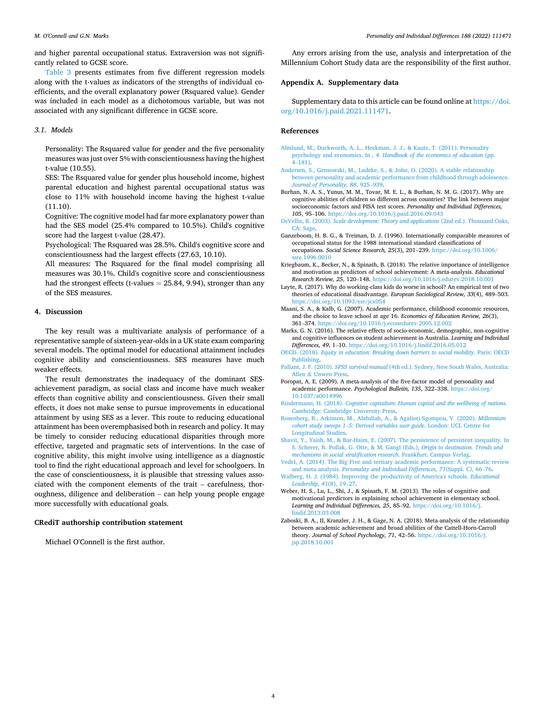and higher parental occupational status. Extraversion was not significantly related to GCSE score.

Table 3 presents estimates from five different regression models along with the t-values as indicators of the strengths of individual coefficients, and the overall explanatory power (Rsquared value). Gender was included in each model as a dichotomous variable, but was not associated with any significant difference in GCSE score.

### 3.1. Models

Personality: The Rsquared value for gender and the five personality measures was just over 5% with conscientiousness having the highest t-value (10.55).

SES: The Rsquared value for gender plus household income, highest parental education and highest parental occupational status was close to 11% with household income having the highest t-value (11.10).

Cognitive: The cognitive model had far more explanatory power than had the SES model (25.4% compared to 10.5%). Child's cognitive score had the largest t-value (28.47).

Psychological: The Rsquared was 28.5%. Child's cognitive score and conscientiousness had the largest effects (27.63, 10.10).

All measures: The Rsquared for the final model comprising all measures was 30.1%. Child's cognitive score and conscientiousness had the strongest effects (t-values = 25.84, 9.94), stronger than any of the SES measures.

## 4. Discussion

The key result was a multivariate analysis of performance of a representative sample of sixteen-year-olds in a UK state exam comparing several models. The optimal model for educational attainment includes cognitive ability and conscientiousness. SES measures have much weaker effects.

The result demonstrates the inadequacy of the dominant SES-achievement paradigm, as social class and income have much weaker effects than cognitive ability and conscientiousness. Given their small effects, it does not make sense to pursue improvements in educational attainment by using SES as a lever. This route to reducing educational attainment has been overemphasised both in research and policy. It may be timely to consider reducing educational disparities through more effective, targeted and pragmatic sets of interventions. In the case of cognitive ability, this might involve using intelligence as a diagnostic tool to find the right educational approach and level for schoolgoers. In the case of conscientiousness, it is plausible that stressing values associated with the component elements of the trait – carefulness, thoroughness, diligence and deliberation – can help young people engage more successfully with educational goals.

## CRediT authorship contribution statement

Michael O'Connell is the first author.

Any errors arising from the use, analysis and interpretation of the Millennium Cohort Study data are the responsibility of the first author.

## Appendix A. Supplementary data

Supplementary data to this article can be found online at https://doi.org/10.1016/j.paid.2021.111471.

## References

Almlund, M., Duckworth, A. L., Heckman, J. J., & Kautz, T. (2011). Personality psychology and economics. In *, 4. Handbook of the economics of education* (pp. 4–181).

Andersen, S., Gensowski, M., Ludeke, S., & John, O. (2020). A stable relationship between personality and academic performance from childhood through adolescence. *Journal of Personality, 88*, 925–939.

Burhan, N. A. S., Yunus, M. M., Tovar, M. E. L., & Burhan, N. M. G. (2017). Why are cognitive abilities of children so different across countries? The link between major socioeconomic factors and PISA test scores. *Personality and Individual Differences, 105*, 95–106. https://doi.org/10.1016/j.paid.2016.09.043

DeVellis, R. (2003). *Scale development: Theory and applications* (2nd ed.). Thousand Oaks, CA: Sage.

Ganzeboom, H. B. G., & Treiman, D. J. (1996). Internationally comparable measures of occupational status for the 1988 international standard classifications of occupations. *Social Science Research, 25*(3), 201–239. https://doi.org/10.1006/ssre.1996.0010

Kriegbaum, K., Becker, N., & Spinath, B. (2018). The relative importance of intelligence and motivation as predictors of school achievement: A meta-analysis. *Educational Research Review, 25*, 120–148. https://doi.org/10.1016/j.edurev.2018.10.001

Layte, R. (2017). Why do working-class kids do worse in school? An empirical test of two theories of educational disadvantage. *European Sociological Review, 33*(4), 489–503. https://doi.org/10.1093/esr/jcx054

Maani, S. A., & Kalb, G. (2007). Academic performance, childhood economic resources, and the choice to leave school at age 16. *Economics of Education Review, 26*(3), 361–374. https://doi.org/10.1016/j.econedurev.2005.12.002

Marks, G. N. (2016). The relative effects of socio-economic, demographic, non-cognitive and cognitive influences on student achievement in Australia. *Learning and Individual Differences, 49*, 1–10. https://doi.org/10.1016/j.lindif.2016.05.012

OECD. (2018). *Equity in education: Breaking down barriers to social mobility*. Paris: OECD Publishing.

Pallant, J. F. (2010). *SPSS survival manual* (4th ed.). Sydney, New South Wales, Australia: Allen & Unwen Press.

Poropat, A. E. (2009). A meta-analysis of the five-factor model of personality and academic performance. *Psychological Bulletin, 135*, 322–338. https://doi.org/10.1037/a0014996

Rindermann, H. (2018). *Cognitive capitalism: Human capital and the wellbeing of nations*. Cambridge: Cambridge University Press.

Rosenberg, R., Atkinson, M., Abdullah, A., & Agalioti-Sgompou, V. (2020). *Millennium cohort study sweeps 1–5: Derived variables user guide*. London: UCL Centre for Longitudinal Studies.

Shavit, Y., Yaish, M., & Bar-Haim, E. (2007). The persistence of persistent inequality. In S. Scherer, R. Pollak, G. Otte, & M. Gangl (Eds.), *Origin to destination. Trends and mechanisms in social stratification research*. Frankfurt: Campus Verlag.

Vedel, A. (2014). The Big Five and tertiary academic performance: A systematic review and meta-analysis. *Personality and Individual Differences, 71*(Suppl. C), 66–76.

Walberg, H. J. (1984). Improving the productivity of America's schools. *Educational Leadership, 41*(8), 19–27.

Weber, H. S., Lu, L., Shi, J., & Spinath, F. M. (2013). The roles of cognitive and motivational predictors in explaining school achievement in elementary school. *Learning and Individual Differences, 25*, 85–92. https://doi.org/10.1016/j.lindif.2013.03.008

Zaboski, B. A., II, Kranzler, J. H., & Gage, N. A. (2018). Meta-analysis of the relationship between academic achievement and broad abilities of the Cattell-Horn-Carroll theory. *Journal of School Psychology, 71*, 42–56. https://doi.org/10.1016/j.jsp.2018.10.001